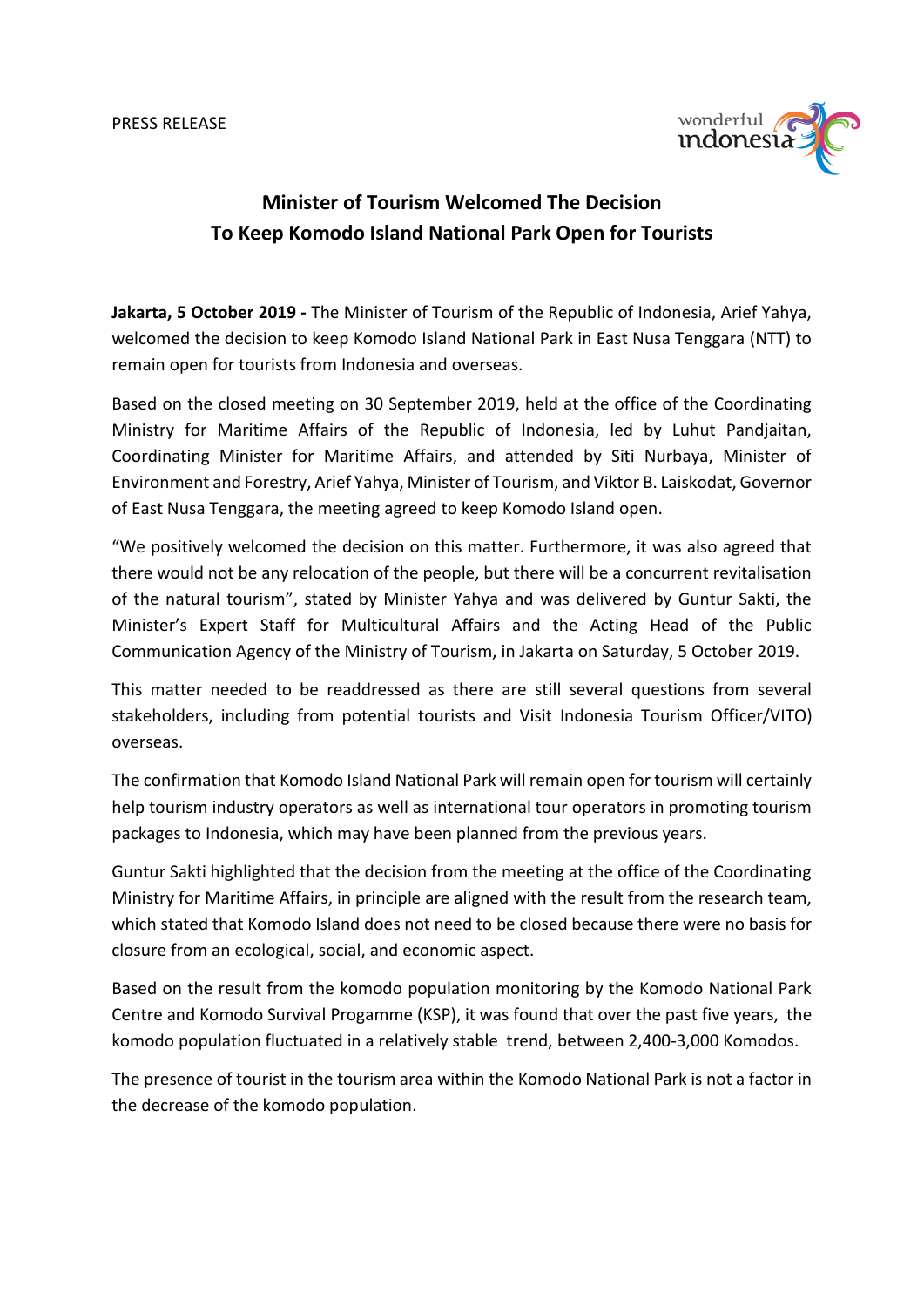PRESS RELEASE

# Minister of Tourism Welcomed The Decision To Keep Komodo Island National Park Open for Tourists

**Jakarta, 5 October 2019 -** The Minister of Tourism of the Republic of Indonesia, Arief Yahya, welcomed the decision to keep Komodo Island National Park in East Nusa Tenggara (NTT) to remain open for tourists from Indonesia and overseas.

Based on the closed meeting on 30 September 2019, held at the office of the Coordinating Ministry for Maritime Affairs of the Republic of Indonesia, led by Luhut Pandjaitan, Coordinating Minister for Maritime Affairs, and attended by Siti Nurbaya, Minister of Environment and Forestry, Arief Yahya, Minister of Tourism, and Viktor B. Laiskodat, Governor of East Nusa Tenggara, the meeting agreed to keep Komodo Island open.

"We positively welcomed the decision on this matter. Furthermore, it was also agreed that there would not be any relocation of the people, but there will be a concurrent revitalisation of the natural tourism", stated by Minister Yahya and was delivered by Guntur Sakti, the Minister's Expert Staff for Multicultural Affairs and the Acting Head of the Public Communication Agency of the Ministry of Tourism, in Jakarta on Saturday, 5 October 2019.

This matter needed to be readdressed as there are still several questions from several stakeholders, including from potential tourists and Visit Indonesia Tourism Officer/VITO) overseas.

The confirmation that Komodo Island National Park will remain open for tourism will certainly help tourism industry operators as well as international tour operators in promoting tourism packages to Indonesia, which may have been planned from the previous years.

Guntur Sakti highlighted that the decision from the meeting at the office of the Coordinating Ministry for Maritime Affairs, in principle are aligned with the result from the research team, which stated that Komodo Island does not need to be closed because there were no basis for closure from an ecological, social, and economic aspect.

Based on the result from the komodo population monitoring by the Komodo National Park Centre and Komodo Survival Progamme (KSP), it was found that over the past five years, the komodo population fluctuated in a relatively stable trend, between 2,400-3,000 Komodos.

The presence of tourist in the tourism area within the Komodo National Park is not a factor in the decrease of the komodo population.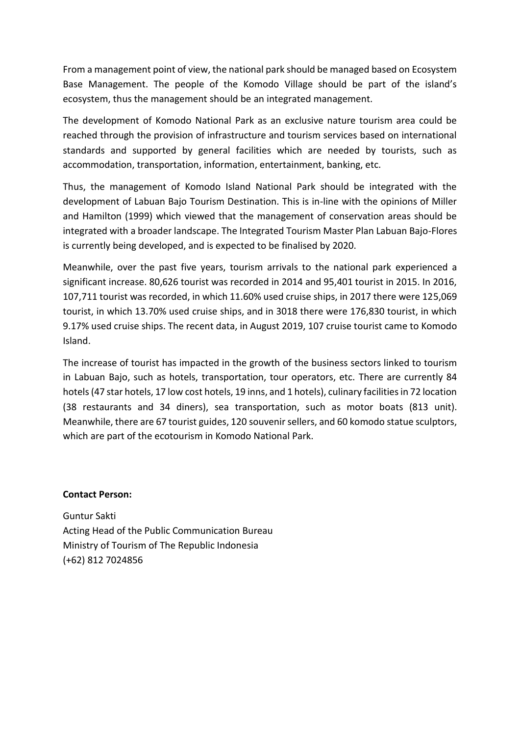From a management point of view, the national park should be managed based on Ecosystem Base Management. The people of the Komodo Village should be part of the island's ecosystem, thus the management should be an integrated management.

The development of Komodo National Park as an exclusive nature tourism area could be reached through the provision of infrastructure and tourism services based on international standards and supported by general facilities which are needed by tourists, such as accommodation, transportation, information, entertainment, banking, etc.

Thus, the management of Komodo Island National Park should be integrated with the development of Labuan Bajo Tourism Destination. This is in-line with the opinions of Miller and Hamilton (1999) which viewed that the management of conservation areas should be integrated with a broader landscape. The Integrated Tourism Master Plan Labuan Bajo-Flores is currently being developed, and is expected to be finalised by 2020.

Meanwhile, over the past five years, tourism arrivals to the national park experienced a significant increase. 80,626 tourist was recorded in 2014 and 95,401 tourist in 2015. In 2016, 107,711 tourist was recorded, in which 11.60% used cruise ships, in 2017 there were 125,069 tourist, in which 13.70% used cruise ships, and in 3018 there were 176,830 tourist, in which 9.17% used cruise ships. The recent data, in August 2019, 107 cruise tourist came to Komodo Island.

The increase of tourist has impacted in the growth of the business sectors linked to tourism in Labuan Bajo, such as hotels, transportation, tour operators, etc. There are currently 84 hotels (47 star hotels, 17 low cost hotels, 19 inns, and 1 hotels), culinary facilities in 72 location (38 restaurants and 34 diners), sea transportation, such as motor boats (813 unit). Meanwhile, there are 67 tourist guides, 120 souvenir sellers, and 60 komodo statue sculptors, which are part of the ecotourism in Komodo National Park.

**Contact Person:**

Guntur Sakti
Acting Head of the Public Communication Bureau
Ministry of Tourism of The Republic Indonesia
(+62) 812 7024856